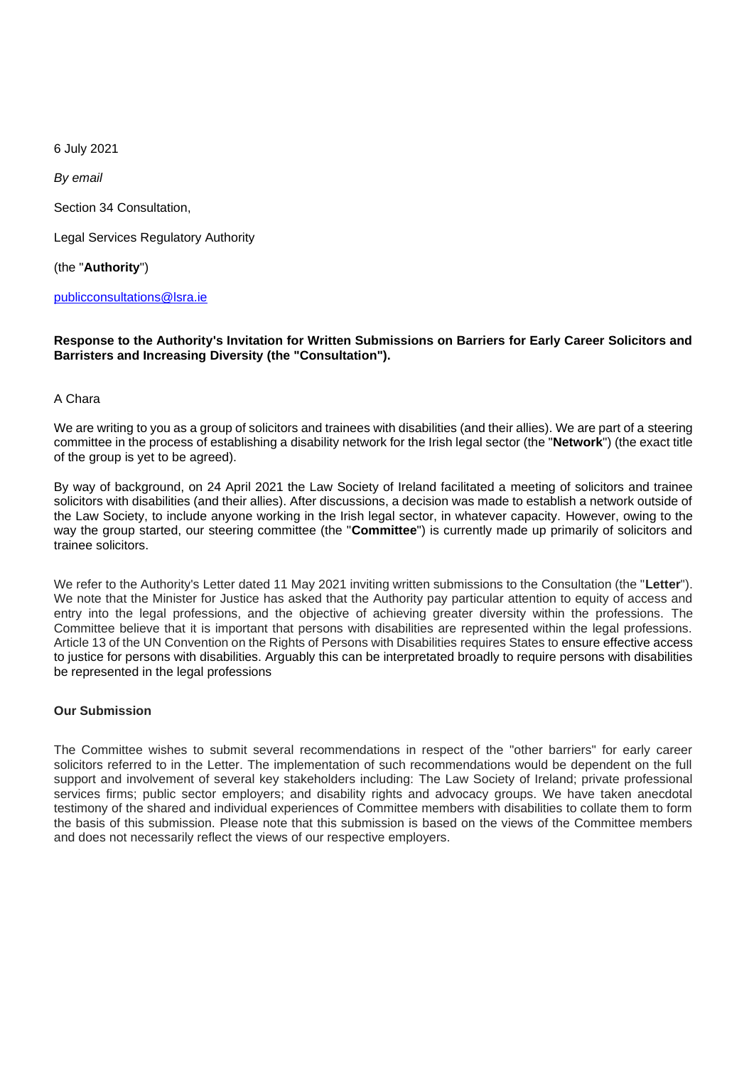6 July 2021

*By email*

Section 34 Consultation,

Legal Services Regulatory Authority

(the "**Authority**")

publicconsultations@lsra.ie

**Response to the Authority's Invitation for Written Submissions on Barriers for Early Career Solicitors and Barristers and Increasing Diversity (the "Consultation").**

A Chara

We are writing to you as a group of solicitors and trainees with disabilities (and their allies). We are part of a steering committee in the process of establishing a disability network for the Irish legal sector (the "**Network**") (the exact title of the group is yet to be agreed).

By way of background, on 24 April 2021 the Law Society of Ireland facilitated a meeting of solicitors and trainee solicitors with disabilities (and their allies). After discussions, a decision was made to establish a network outside of the Law Society, to include anyone working in the Irish legal sector, in whatever capacity. However, owing to the way the group started, our steering committee (the "**Committee**") is currently made up primarily of solicitors and trainee solicitors.

We refer to the Authority's Letter dated 11 May 2021 inviting written submissions to the Consultation (the "**Letter**"). We note that the Minister for Justice has asked that the Authority pay particular attention to equity of access and entry into the legal professions, and the objective of achieving greater diversity within the professions. The Committee believe that it is important that persons with disabilities are represented within the legal professions. Article 13 of the UN Convention on the Rights of Persons with Disabilities requires States to ensure effective access to justice for persons with disabilities. Arguably this can be interpretated broadly to require persons with disabilities be represented in the legal professions

**Our Submission**

The Committee wishes to submit several recommendations in respect of the "other barriers" for early career solicitors referred to in the Letter. The implementation of such recommendations would be dependent on the full support and involvement of several key stakeholders including: The Law Society of Ireland; private professional services firms; public sector employers; and disability rights and advocacy groups. We have taken anecdotal testimony of the shared and individual experiences of Committee members with disabilities to collate them to form the basis of this submission. Please note that this submission is based on the views of the Committee members and does not necessarily reflect the views of our respective employers.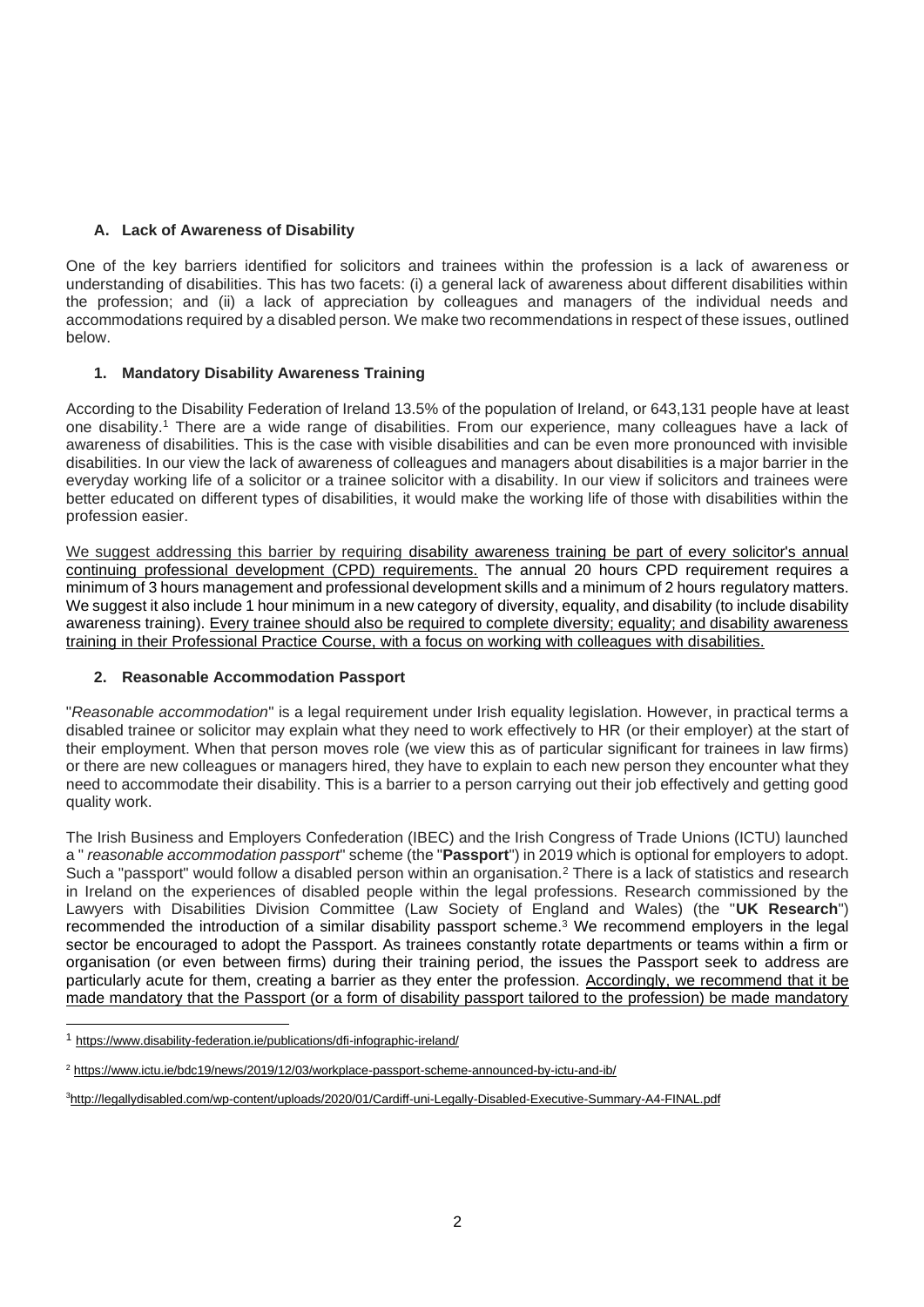### A. Lack of Awareness of Disability

One of the key barriers identified for solicitors and trainees within the profession is a lack of awareness or understanding of disabilities. This has two facets: (i) a general lack of awareness about different disabilities within the profession; and (ii) a lack of appreciation by colleagues and managers of the individual needs and accommodations required by a disabled person. We make two recommendations in respect of these issues, outlined below.

#### 1. Mandatory Disability Awareness Training

According to the Disability Federation of Ireland 13.5% of the population of Ireland, or 643,131 people have at least one disability.[1] There are a wide range of disabilities. From our experience, many colleagues have a lack of awareness of disabilities. This is the case with visible disabilities and can be even more pronounced with invisible disabilities. In our view the lack of awareness of colleagues and managers about disabilities is a major barrier in the everyday working life of a solicitor or a trainee solicitor with a disability. In our view if solicitors and trainees were better educated on different types of disabilities, it would make the working life of those with disabilities within the profession easier.

<u>We suggest addressing this barrier by requiring disability awareness training be part of every solicitor's annual continuing professional development (CPD) requirements.</u> The annual 20 hours CPD requirement requires a minimum of 3 hours management and professional development skills and a minimum of 2 hours regulatory matters. We suggest it also include 1 hour minimum in a new category of diversity, equality, and disability (to include disability awareness training). <u>Every trainee should also be required to complete diversity; equality; and disability awareness training in their Professional Practice Course, with a focus on working with colleagues with disabilities.</u>

#### 2. Reasonable Accommodation Passport

"*Reasonable accommodation*" is a legal requirement under Irish equality legislation. However, in practical terms a disabled trainee or solicitor may explain what they need to work effectively to HR (or their employer) at the start of their employment. When that person moves role (we view this as of particular significant for trainees in law firms) or there are new colleagues or managers hired, they have to explain to each new person they encounter what they need to accommodate their disability. This is a barrier to a person carrying out their job effectively and getting good quality work.

The Irish Business and Employers Confederation (IBEC) and the Irish Congress of Trade Unions (ICTU) launched a " *reasonable accommodation passport*" scheme (the "**Passport**") in 2019 which is optional for employers to adopt. Such a "passport" would follow a disabled person within an organisation.[2] There is a lack of statistics and research in Ireland on the experiences of disabled people within the legal professions. Research commissioned by the Lawyers with Disabilities Division Committee (Law Society of England and Wales) (the "**UK Research**") recommended the introduction of a similar disability passport scheme.[3] We recommend employers in the legal sector be encouraged to adopt the Passport. As trainees constantly rotate departments or teams within a firm or organisation (or even between firms) during their training period, the issues the Passport seek to address are particularly acute for them, creating a barrier as they enter the profession. <u>Accordingly, we recommend that it be made mandatory that the Passport (or a form of disability passport tailored to the profession) be made mandatory</u>

---

[1] https://www.disability-federation.ie/publications/dfi-infographic-ireland/

[2] https://www.ictu.ie/bdc19/news/2019/12/03/workplace-passport-scheme-announced-by-ictu-and-ib/

[3] http://legallydisabled.com/wp-content/uploads/2020/01/Cardiff-uni-Legally-Disabled-Executive-Summary-A4-FINAL.pdf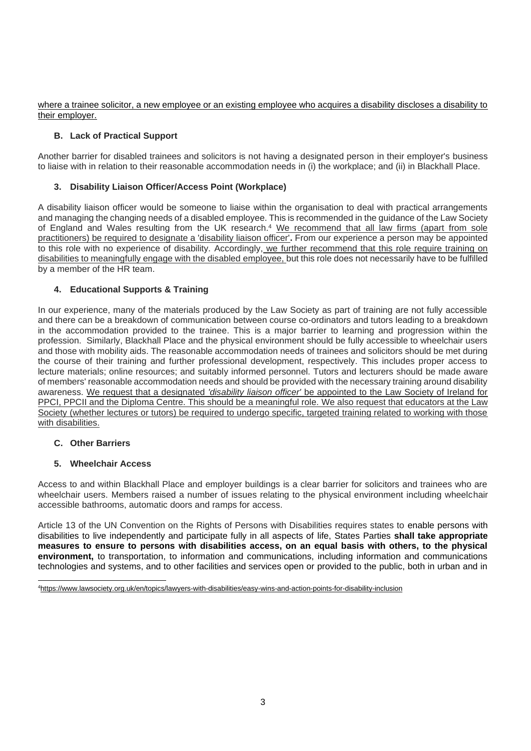where a trainee solicitor, a new employee or an existing employee who acquires a disability discloses a disability to their employer.

### B. Lack of Practical Support

Another barrier for disabled trainees and solicitors is not having a designated person in their employer's business to liaise with in relation to their reasonable accommodation needs in (i) the workplace; and (ii) in Blackhall Place.

### 3. Disability Liaison Officer/Access Point (Workplace)

A disability liaison officer would be someone to liaise within the organisation to deal with practical arrangements and managing the changing needs of a disabled employee. This is recommended in the guidance of the Law Society of England and Wales resulting from the UK research.[4] We recommend that all law firms (apart from sole practitioners) be required to designate a 'disability liaison officer'**.** From our experience a person may be appointed to this role with no experience of disability. Accordingly, we further recommend that this role require training on disabilities to meaningfully engage with the disabled employee, but this role does not necessarily have to be fulfilled by a member of the HR team.

### 4. Educational Supports & Training

In our experience, many of the materials produced by the Law Society as part of training are not fully accessible and there can be a breakdown of communication between course co-ordinators and tutors leading to a breakdown in the accommodation provided to the trainee. This is a major barrier to learning and progression within the profession. Similarly, Blackhall Place and the physical environment should be fully accessible to wheelchair users and those with mobility aids. The reasonable accommodation needs of trainees and solicitors should be met during the course of their training and further professional development, respectively. This includes proper access to lecture materials; online resources; and suitably informed personnel. Tutors and lecturers should be made aware of members' reasonable accommodation needs and should be provided with the necessary training around disability awareness. We request that a designated *'disability liaison officer'* be appointed to the Law Society of Ireland for PPCI, PPCII and the Diploma Centre. This should be a meaningful role. We also request that educators at the Law Society (whether lectures or tutors) be required to undergo specific, targeted training related to working with those with disabilities.

### C. Other Barriers

### 5. Wheelchair Access

Access to and within Blackhall Place and employer buildings is a clear barrier for solicitors and trainees who are wheelchair users. Members raised a number of issues relating to the physical environment including wheelchair accessible bathrooms, automatic doors and ramps for access.

Article 13 of the UN Convention on the Rights of Persons with Disabilities requires states to enable persons with disabilities to live independently and participate fully in all aspects of life, States Parties **shall take appropriate measures to ensure to persons with disabilities access, on an equal basis with others, to the physical environment,** to transportation, to information and communications, including information and communications technologies and systems, and to other facilities and services open or provided to the public, both in urban and in

[4] https://www.lawsociety.org.uk/en/topics/lawyers-with-disabilities/easy-wins-and-action-points-for-disability-inclusion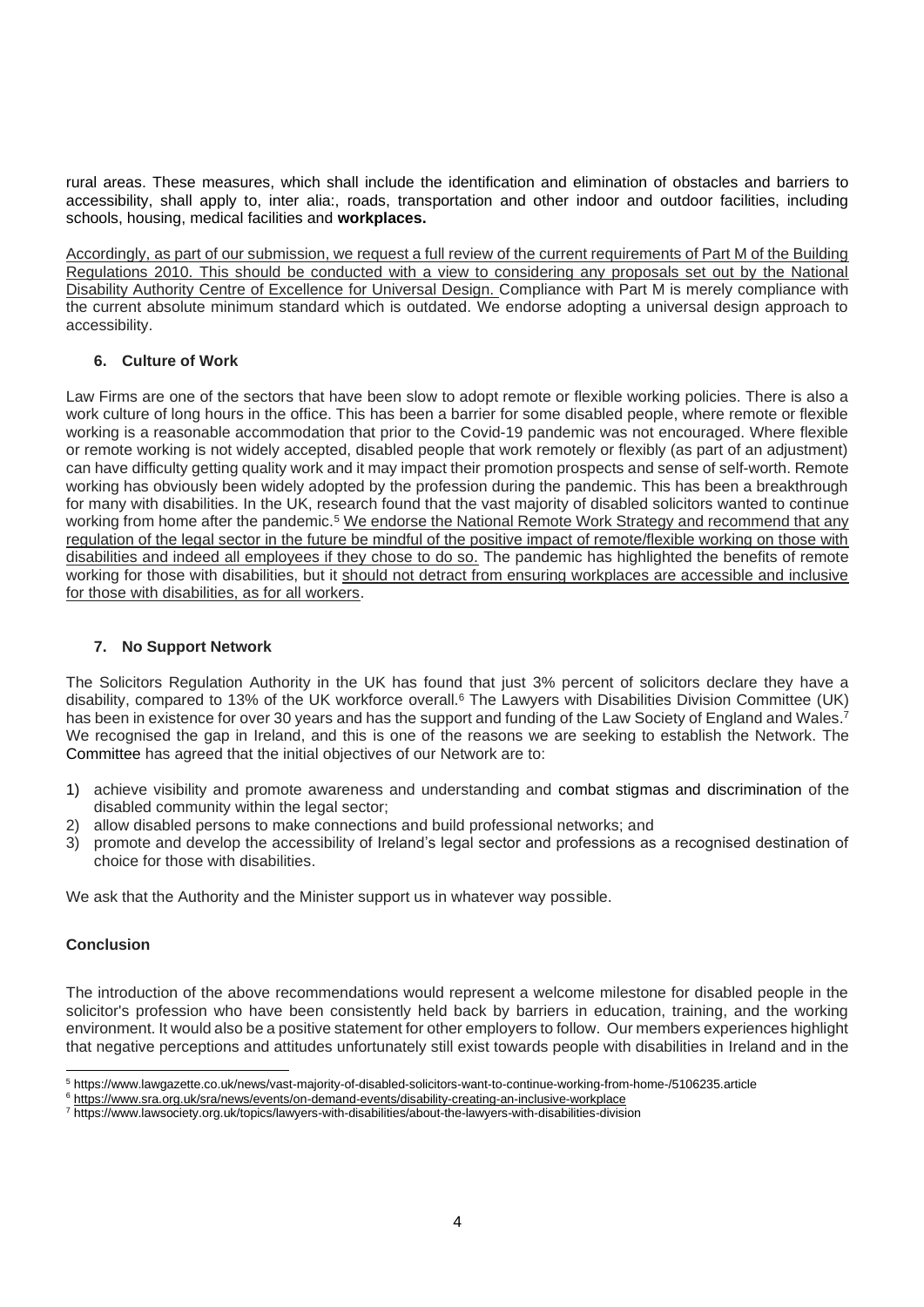rural areas. These measures, which shall include the identification and elimination of obstacles and barriers to accessibility, shall apply to, inter alia:, roads, transportation and other indoor and outdoor facilities, including schools, housing, medical facilities and **workplaces.**

Accordingly, as part of our submission, we request a full review of the current requirements of Part M of the Building Regulations 2010. This should be conducted with a view to considering any proposals set out by the National Disability Authority Centre of Excellence for Universal Design. Compliance with Part M is merely compliance with the current absolute minimum standard which is outdated. We endorse adopting a universal design approach to accessibility.

### 6. Culture of Work

Law Firms are one of the sectors that have been slow to adopt remote or flexible working policies. There is also a work culture of long hours in the office. This has been a barrier for some disabled people, where remote or flexible working is a reasonable accommodation that prior to the Covid-19 pandemic was not encouraged. Where flexible or remote working is not widely accepted, disabled people that work remotely or flexibly (as part of an adjustment) can have difficulty getting quality work and it may impact their promotion prospects and sense of self-worth. Remote working has obviously been widely adopted by the profession during the pandemic. This has been a breakthrough for many with disabilities. In the UK, research found that the vast majority of disabled solicitors wanted to continue working from home after the pandemic.[5] We endorse the National Remote Work Strategy and recommend that any regulation of the legal sector in the future be mindful of the positive impact of remote/flexible working on those with disabilities and indeed all employees if they chose to do so. The pandemic has highlighted the benefits of remote working for those with disabilities, but it should not detract from ensuring workplaces are accessible and inclusive for those with disabilities, as for all workers.

### 7. No Support Network

The Solicitors Regulation Authority in the UK has found that just 3% percent of solicitors declare they have a disability, compared to 13% of the UK workforce overall.[6] The Lawyers with Disabilities Division Committee (UK) has been in existence for over 30 years and has the support and funding of the Law Society of England and Wales.[7] We recognised the gap in Ireland, and this is one of the reasons we are seeking to establish the Network. The Committee has agreed that the initial objectives of our Network are to:

1) achieve visibility and promote awareness and understanding and combat stigmas and discrimination of the disabled community within the legal sector;
2) allow disabled persons to make connections and build professional networks; and
3) promote and develop the accessibility of Ireland's legal sector and professions as a recognised destination of choice for those with disabilities.

We ask that the Authority and the Minister support us in whatever way possible.

### Conclusion

The introduction of the above recommendations would represent a welcome milestone for disabled people in the solicitor's profession who have been consistently held back by barriers in education, training, and the working environment. It would also be a positive statement for other employers to follow. Our members experiences highlight that negative perceptions and attitudes unfortunately still exist towards people with disabilities in Ireland and in the

---

[5] https://www.lawgazette.co.uk/news/vast-majority-of-disabled-solicitors-want-to-continue-working-from-home-/5106235.article

[6] https://www.sra.org.uk/sra/news/events/on-demand-events/disability-creating-an-inclusive-workplace

[7] https://www.lawsociety.org.uk/topics/lawyers-with-disabilities/about-the-lawyers-with-disabilities-division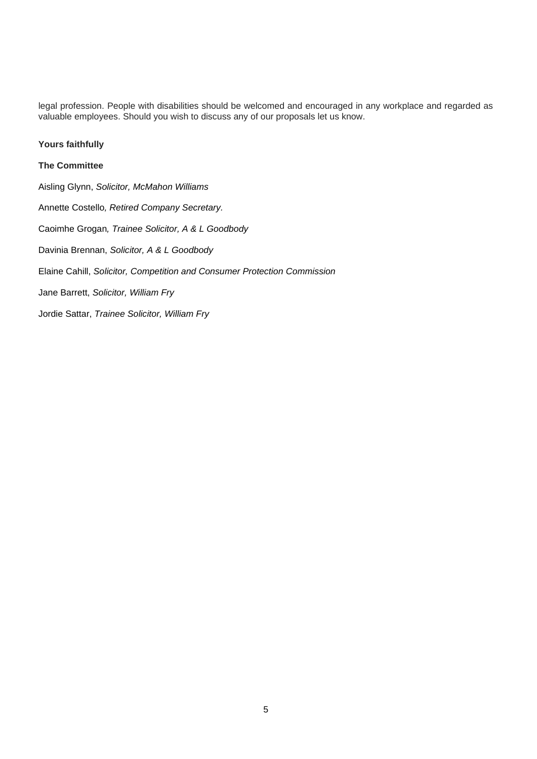legal profession. People with disabilities should be welcomed and encouraged in any workplace and regarded as valuable employees. Should you wish to discuss any of our proposals let us know.

**Yours faithfully**

**The Committee**

Aisling Glynn, *Solicitor, McMahon Williams*

Annette Costello*, Retired Company Secretary.*

Caoimhe Grogan*, Trainee Solicitor, A & L Goodbody*

Davinia Brennan, *Solicitor, A & L Goodbody*

Elaine Cahill, *Solicitor, Competition and Consumer Protection Commission*

Jane Barrett, *Solicitor, William Fry*

Jordie Sattar, *Trainee Solicitor, William Fry*